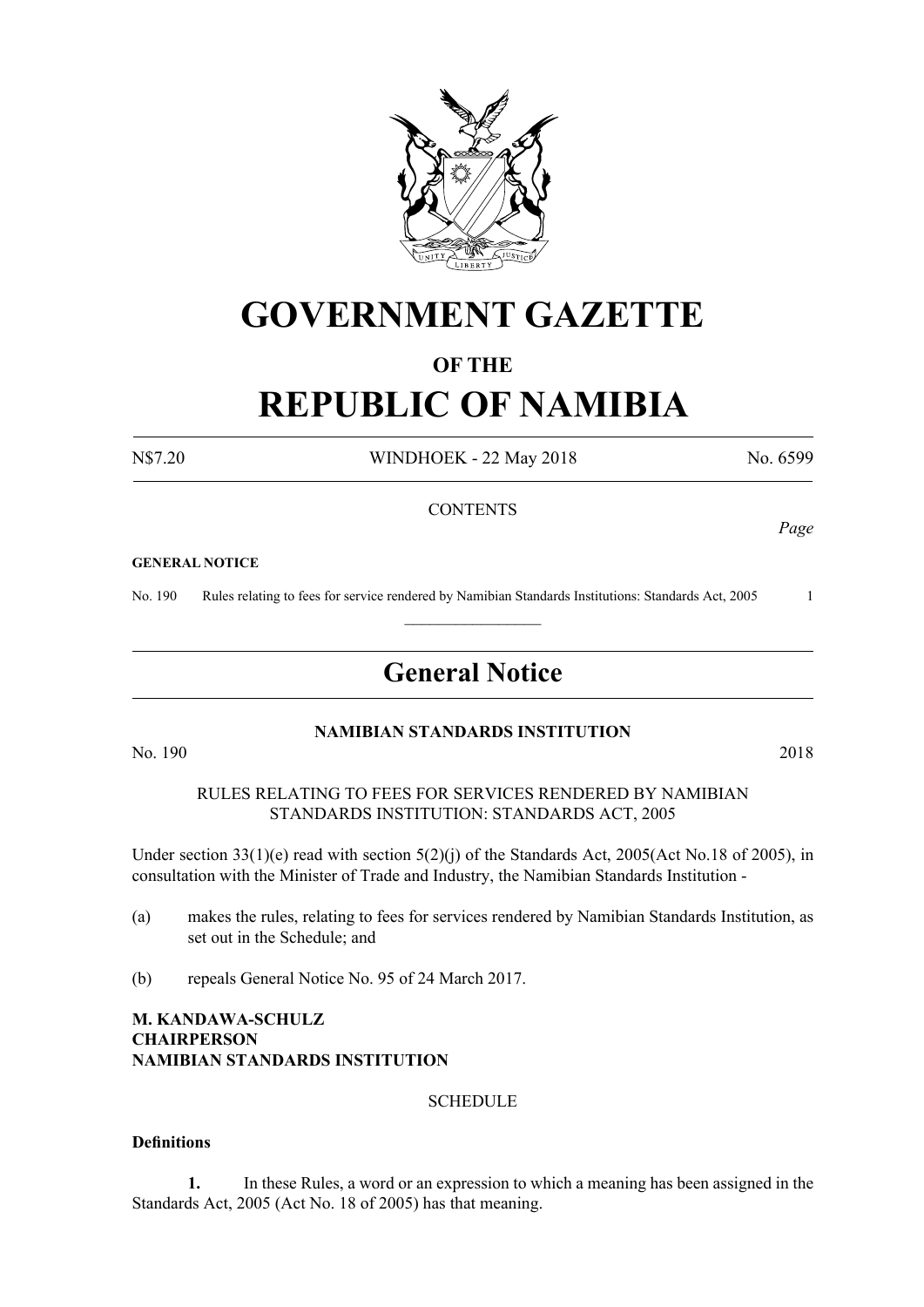# GOVERNMENT GAZETTE

## OF THE

# REPUBLIC OF NAMIBIA

N$7.20 WINDHOEK - 22 May 2018 No. 6599

CONTENTS

*Page*

**GENERAL NOTICE**

No. 190 Rules relating to fees for service rendered by Namibian Standards Institutions: Standards Act, 2005 1

---

## General Notice

**NAMIBIAN STANDARDS INSTITUTION**

No. 190 2018

RULES RELATING TO FEES FOR SERVICES RENDERED BY NAMIBIAN STANDARDS INSTITUTION: STANDARDS ACT, 2005

Under section 33(1)(e) read with section 5(2)(j) of the Standards Act, 2005(Act No.18 of 2005), in consultation with the Minister of Trade and Industry, the Namibian Standards Institution -

(a) makes the rules, relating to fees for services rendered by Namibian Standards Institution, as set out in the Schedule; and

(b) repeals General Notice No. 95 of 24 March 2017.

**M. KANDAWA-SCHULZ**
**CHAIRPERSON**
**NAMIBIAN STANDARDS INSTITUTION**

SCHEDULE

**Definitions**

**1.** In these Rules, a word or an expression to which a meaning has been assigned in the Standards Act, 2005 (Act No. 18 of 2005) has that meaning.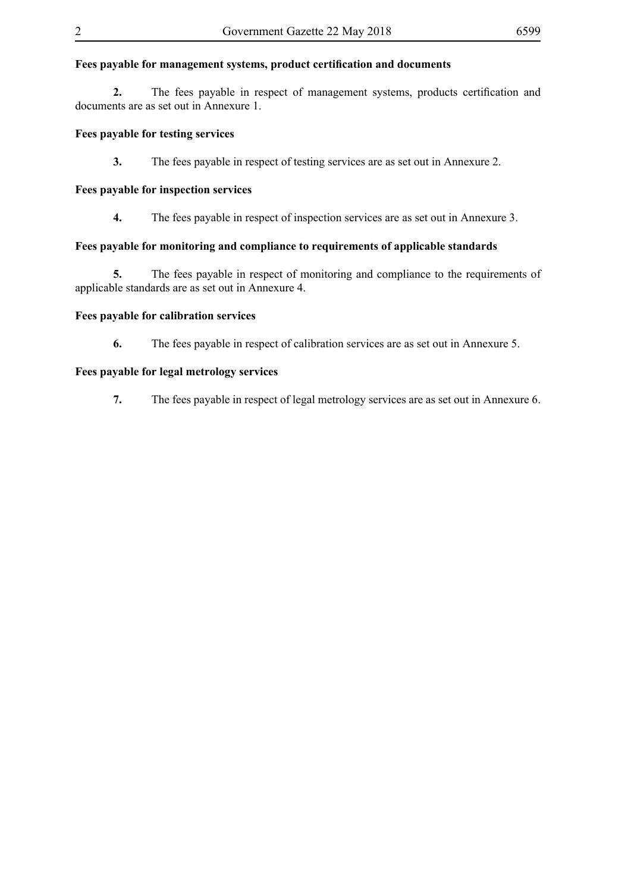**Fees payable for management systems, product certification and documents**

**2.** The fees payable in respect of management systems, products certification and documents are as set out in Annexure 1.

**Fees payable for testing services**

**3.** The fees payable in respect of testing services are as set out in Annexure 2.

**Fees payable for inspection services**

**4.** The fees payable in respect of inspection services are as set out in Annexure 3.

**Fees payable for monitoring and compliance to requirements of applicable standards**

**5.** The fees payable in respect of monitoring and compliance to the requirements of applicable standards are as set out in Annexure 4.

**Fees payable for calibration services**

**6.** The fees payable in respect of calibration services are as set out in Annexure 5.

**Fees payable for legal metrology services**

**7.** The fees payable in respect of legal metrology services are as set out in Annexure 6.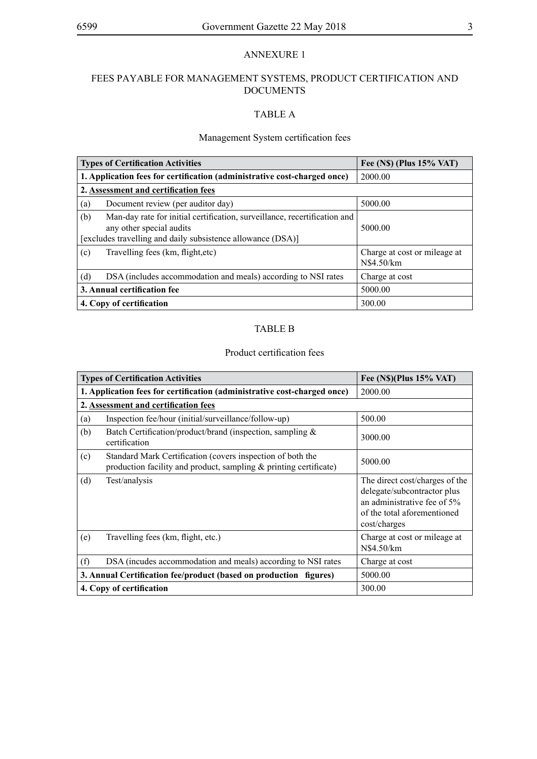ANNEXURE 1

FEES PAYABLE FOR MANAGEMENT SYSTEMS, PRODUCT CERTIFICATION AND DOCUMENTS

TABLE A

Management System certification fees

| Types of Certification Activities | Fee (N$) (Plus 15% VAT) |
|---|---|
| **1. Application fees for certification (administrative cost-charged once)** | 2000.00 |
| **2. <u>Assessment and certification fees</u>** | |
| (a) Document review (per auditor day) | 5000.00 |
| (b) Man-day rate for initial certification, surveillance, recertification and any other special audits [excludes travelling and daily subsistence allowance (DSA)] | 5000.00 |
| (c) Travelling fees (km, flight,etc) | Charge at cost or mileage at N$4.50/km |
| (d) DSA (includes accommodation and meals) according to NSI rates | Charge at cost |
| **3. Annual certification fee** | 5000.00 |
| **4. Copy of certification** | 300.00 |

TABLE B

Product certification fees

| Types of Certification Activities | Fee (N$)(Plus 15% VAT) |
|---|---|
| **1. Application fees for certification (administrative cost-charged once)** | 2000.00 |
| **2. <u>Assessment and certification fees</u>** | |
| (a) Inspection fee/hour (initial/surveillance/follow-up) | 500.00 |
| (b) Batch Certification/product/brand (inspection, sampling & certification | 3000.00 |
| (c) Standard Mark Certification (covers inspection of both the production facility and product, sampling & printing certificate) | 5000.00 |
| (d) Test/analysis | The direct cost/charges of the delegate/subcontractor plus an administrative fee of 5% of the total aforementioned cost/charges |
| (e) Travelling fees (km, flight, etc.) | Charge at cost or mileage at N$4.50/km |
| (f) DSA (incudes accommodation and meals) according to NSI rates | Charge at cost |
| **3. Annual Certification fee/product (based on production figures)** | 5000.00 |
| **4. Copy of certification** | 300.00 |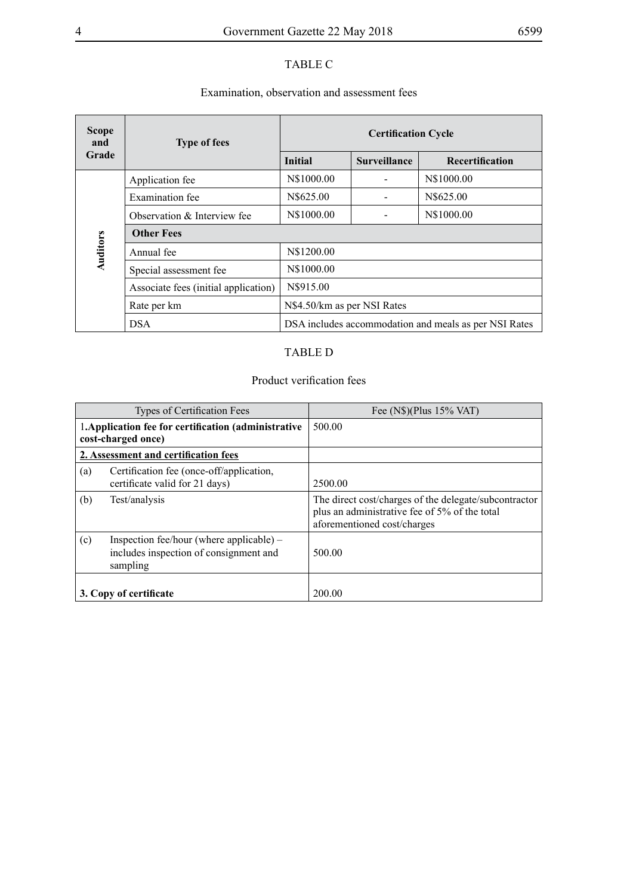TABLE C

Examination, observation and assessment fees

| Scope and Grade | Type of fees | Certification Cycle | | |
|---|---|---|---|---|
| | | Initial | Surveillance | Recertification |
| Auditors | Application fee | N$1000.00 | - | N$1000.00 |
| | Examination fee | N$625.00 | - | N$625.00 |
| | Observation & Interview fee | N$1000.00 | - | N$1000.00 |
| | **Other Fees** | | | |
| | Annual fee | N$1200.00 | | |
| | Special assessment fee | N$1000.00 | | |
| | Associate fees (initial application) | N$915.00 | | |
| | Rate per km | N$4.50/km as per NSI Rates | | |
| | DSA | DSA includes accommodation and meals as per NSI Rates | | |

TABLE D

Product verification fees

| Types of Certification Fees | Fee (N$)(Plus 15% VAT) |
|---|---|
| 1.**Application fee for certification (administrative cost-charged once)** | 500.00 |
| **2. Assessment and certification fees** | |
| (a) Certification fee (once-off/application, certificate valid for 21 days) | 2500.00 |
| (b) Test/analysis | The direct cost/charges of the delegate/subcontractor plus an administrative fee of 5% of the total aforementioned cost/charges |
| (c) Inspection fee/hour (where applicable) – includes inspection of consignment and sampling | 500.00 |
| **3. Copy of certificate** | 200.00 |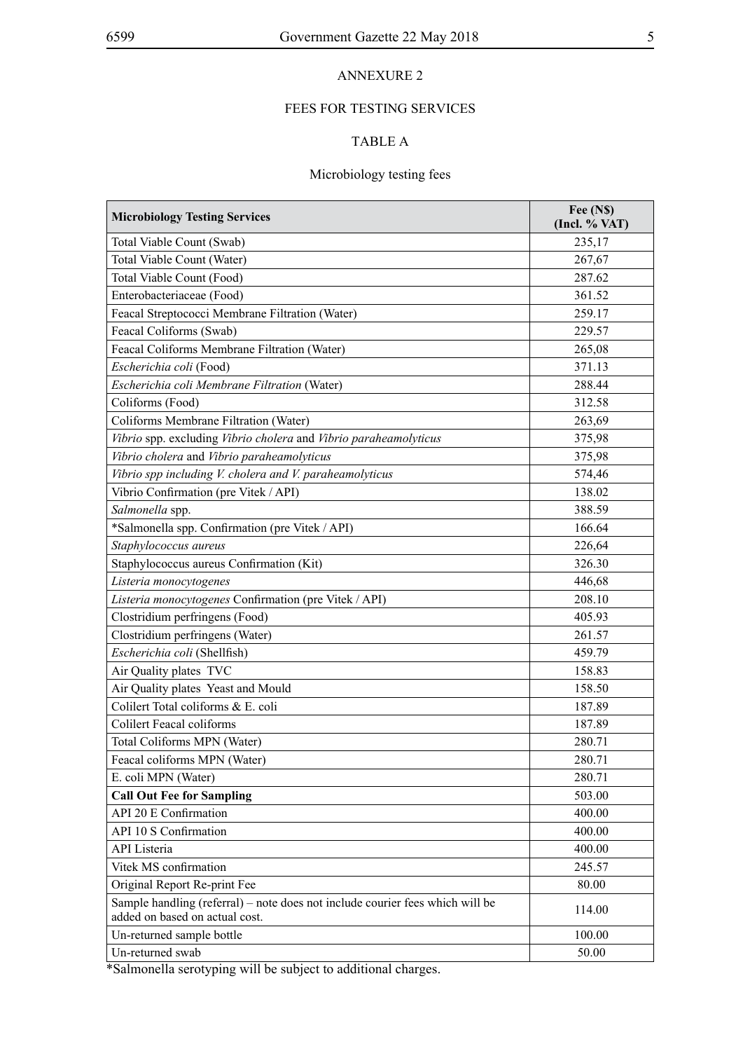ANNEXURE 2

FEES FOR TESTING SERVICES

TABLE A

Microbiology testing fees

| **Microbiology Testing Services** | **Fee (N$) (Incl. % VAT)** |
|---|---|
| Total Viable Count (Swab) | 235,17 |
| Total Viable Count (Water) | 267,67 |
| Total Viable Count (Food) | 287.62 |
| Enterobacteriaceae (Food) | 361.52 |
| Feacal Streptococci Membrane Filtration (Water) | 259.17 |
| Feacal Coliforms (Swab) | 229.57 |
| Feacal Coliforms Membrane Filtration (Water) | 265,08 |
| *Escherichia coli* (Food) | 371.13 |
| *Escherichia coli Membrane Filtration* (Water) | 288.44 |
| Coliforms (Food) | 312.58 |
| Coliforms Membrane Filtration (Water) | 263,69 |
| *Vibrio* spp. excluding *Vibrio cholera* and *Vibrio paraheamolyticus* | 375,98 |
| *Vibrio cholera* and *Vibrio paraheamolyticus* | 375,98 |
| *Vibrio spp including V. cholera and V. paraheamolyticus* | 574,46 |
| Vibrio Confirmation (pre Vitek / API) | 138.02 |
| *Salmonella* spp. | 388.59 |
| *Salmonella spp. Confirmation (pre Vitek / API) | 166.64 |
| *Staphylococcus aureus* | 226,64 |
| Staphylococcus aureus Confirmation (Kit) | 326.30 |
| *Listeria monocytogenes* | 446,68 |
| *Listeria monocytogenes* Confirmation (pre Vitek / API) | 208.10 |
| Clostridium perfringens (Food) | 405.93 |
| Clostridium perfringens (Water) | 261.57 |
| *Escherichia coli* (Shellfish) | 459.79 |
| Air Quality plates TVC | 158.83 |
| Air Quality plates Yeast and Mould | 158.50 |
| Colilert Total coliforms & E. coli | 187.89 |
| Colilert Feacal coliforms | 187.89 |
| Total Coliforms MPN (Water) | 280.71 |
| Feacal coliforms MPN (Water) | 280.71 |
| E. coli MPN (Water) | 280.71 |
| **Call Out Fee for Sampling** | 503.00 |
| API 20 E Confirmation | 400.00 |
| API 10 S Confirmation | 400.00 |
| API Listeria | 400.00 |
| Vitek MS confirmation | 245.57 |
| Original Report Re-print Fee | 80.00 |
| Sample handling (referral) – note does not include courier fees which will be added on based on actual cost. | 114.00 |
| Un-returned sample bottle | 100.00 |
| Un-returned swab | 50.00 |

*Salmonella serotyping will be subject to additional charges.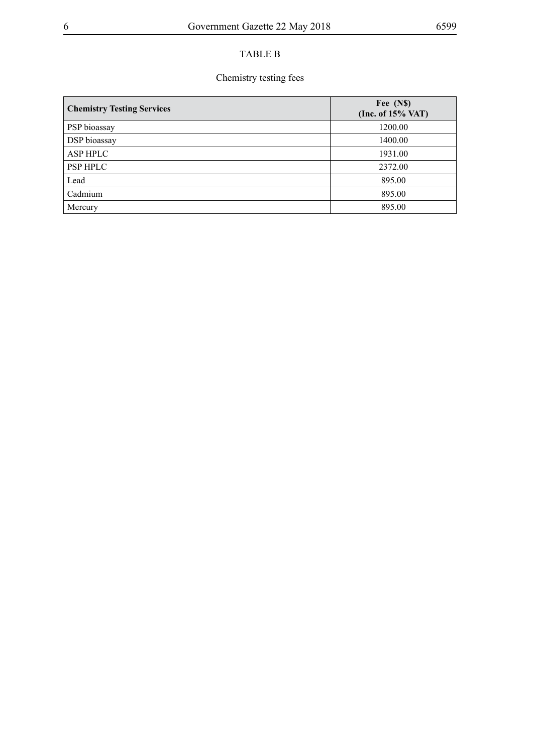TABLE B

Chemistry testing fees

| **Chemistry Testing Services** | **Fee (N$) (Inc. of 15% VAT)** |
|---|---|
| PSP bioassay | 1200.00 |
| DSP bioassay | 1400.00 |
| ASP HPLC | 1931.00 |
| PSP HPLC | 2372.00 |
| Lead | 895.00 |
| Cadmium | 895.00 |
| Mercury | 895.00 |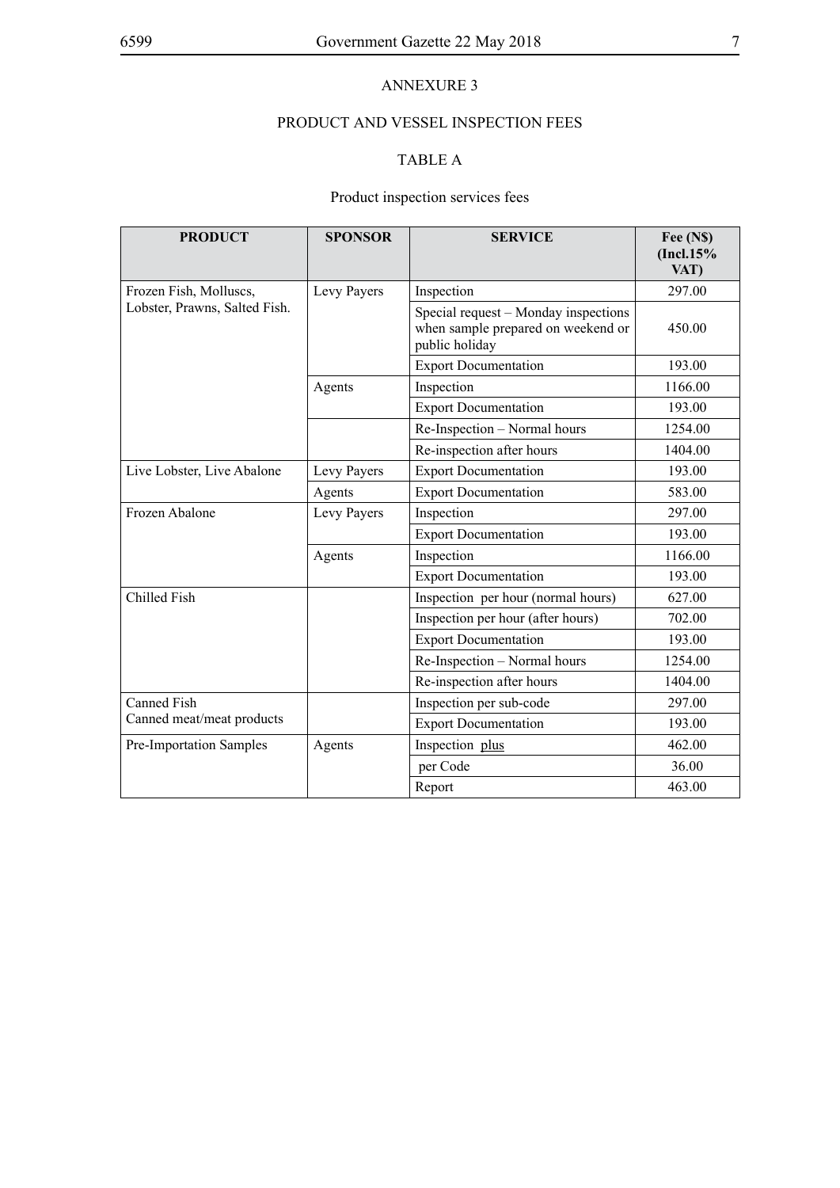# ANNEXURE 3

## PRODUCT AND VESSEL INSPECTION FEES

### TABLE A

Product inspection services fees

| PRODUCT | SPONSOR | SERVICE | Fee (N$) (Incl.15% VAT) |
|---|---|---|---|
| Frozen Fish, Molluscs, Lobster, Prawns, Salted Fish. | Levy Payers | Inspection | 297.00 |
| | | Special request – Monday inspections when sample prepared on weekend or public holiday | 450.00 |
| | | Export Documentation | 193.00 |
| | Agents | Inspection | 1166.00 |
| | | Export Documentation | 193.00 |
| | | Re-Inspection – Normal hours | 1254.00 |
| | | Re-inspection after hours | 1404.00 |
| Live Lobster, Live Abalone | Levy Payers | Export Documentation | 193.00 |
| | Agents | Export Documentation | 583.00 |
| Frozen Abalone | Levy Payers | Inspection | 297.00 |
| | | Export Documentation | 193.00 |
| | Agents | Inspection | 1166.00 |
| | | Export Documentation | 193.00 |
| Chilled Fish | | Inspection per hour (normal hours) | 627.00 |
| | | Inspection per hour (after hours) | 702.00 |
| | | Export Documentation | 193.00 |
| | | Re-Inspection – Normal hours | 1254.00 |
| | | Re-inspection after hours | 1404.00 |
| Canned Fish<br>Canned meat/meat products | | Inspection per sub-code | 297.00 |
| | | Export Documentation | 193.00 |
| Pre-Importation Samples | Agents | Inspection plus | 462.00 |
| | | per Code | 36.00 |
| | | Report | 463.00 |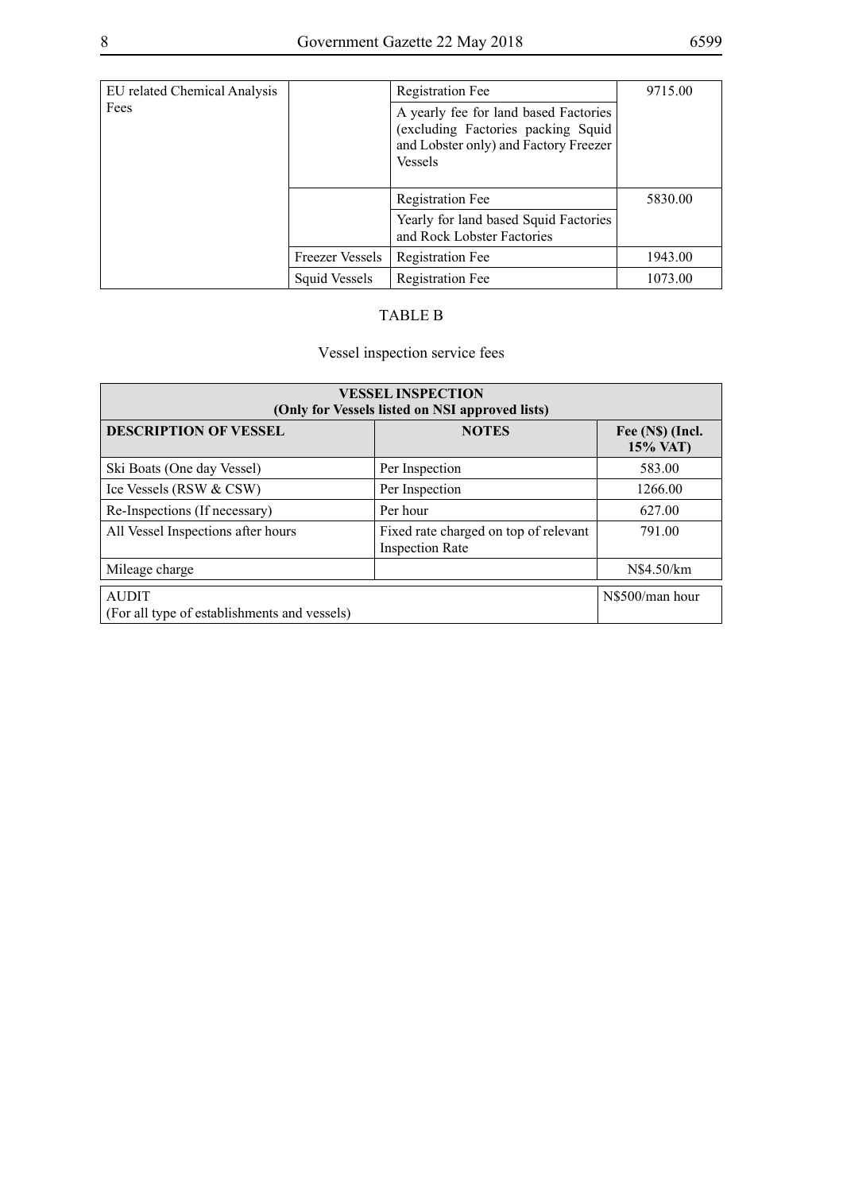| EU related Chemical Analysis Fees | | Registration Fee<br>A yearly fee for land based Factories (excluding Factories packing Squid and Lobster only) and Factory Freezer Vessels | 9715.00 |
|---|---|---|---|
| | | Registration Fee<br>Yearly for land based Squid Factories and Rock Lobster Factories | 5830.00 |
| | Freezer Vessels | Registration Fee | 1943.00 |
| | Squid Vessels | Registration Fee | 1073.00 |

TABLE B

Vessel inspection service fees

| **VESSEL INSPECTION (Only for Vessels listed on NSI approved lists)** | | |
|---|---|---|
| **DESCRIPTION OF VESSEL** | **NOTES** | **Fee (N$) (Incl. 15% VAT)** |
| Ski Boats (One day Vessel) | Per Inspection | 583.00 |
| Ice Vessels (RSW & CSW) | Per Inspection | 1266.00 |
| Re-Inspections (If necessary) | Per hour | 627.00 |
| All Vessel Inspections after hours | Fixed rate charged on top of relevant Inspection Rate | 791.00 |
| Mileage charge | | N$4.50/km |
| AUDIT (For all type of establishments and vessels) | | N$500/man hour |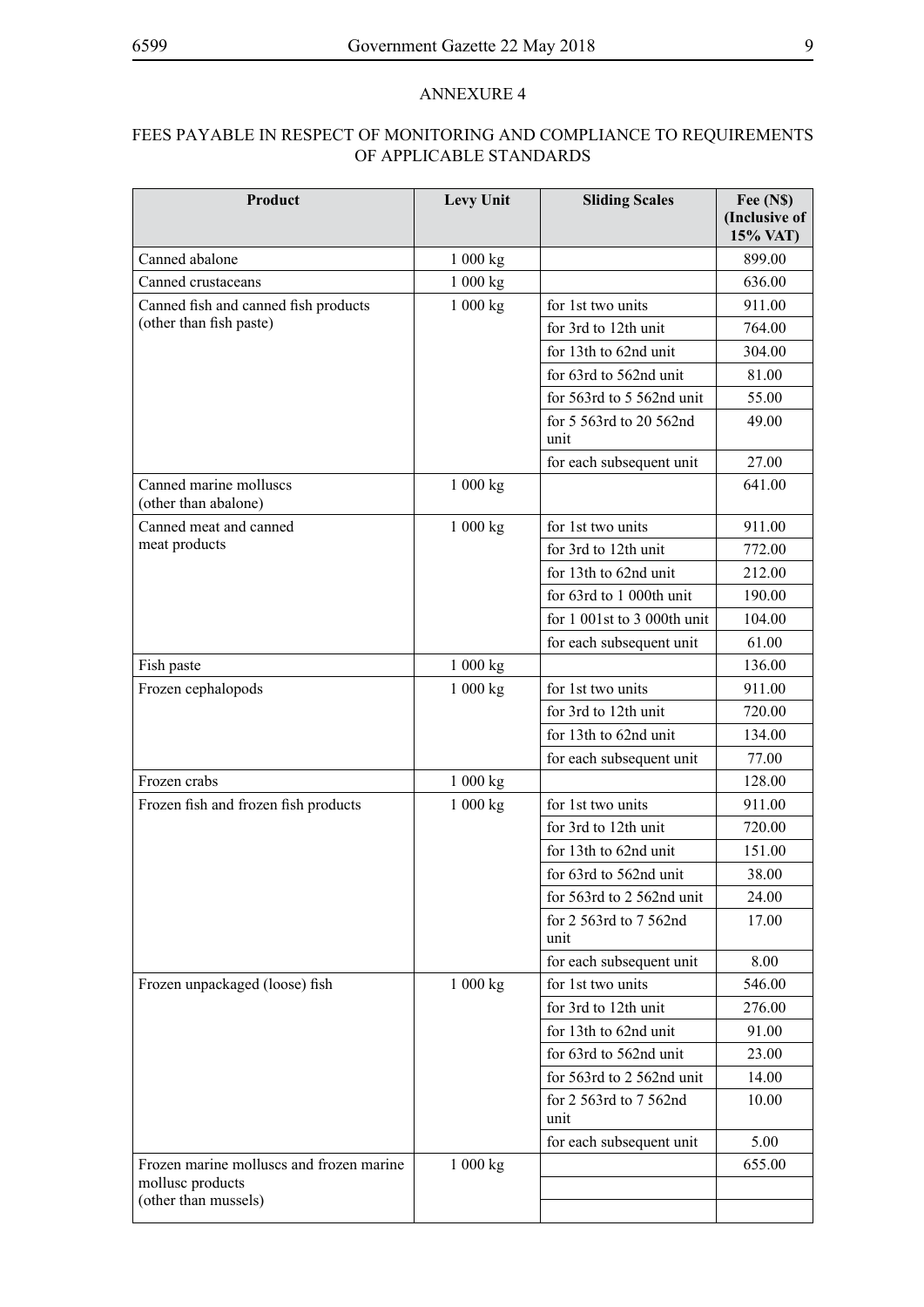## ANNEXURE 4

## FEES PAYABLE IN RESPECT OF MONITORING AND COMPLIANCE TO REQUIREMENTS OF APPLICABLE STANDARDS

| Product | Levy Unit | Sliding Scales | Fee (N$) (Inclusive of 15% VAT) |
|---|---|---|---|
| Canned abalone | 1 000 kg | | 899.00 |
| Canned crustaceans | 1 000 kg | | 636.00 |
| Canned fish and canned fish products (other than fish paste) | 1 000 kg | for 1st two units | 911.00 |
| | | for 3rd to 12th unit | 764.00 |
| | | for 13th to 62nd unit | 304.00 |
| | | for 63rd to 562nd unit | 81.00 |
| | | for 563rd to 5 562nd unit | 55.00 |
| | | for 5 563rd to 20 562nd unit | 49.00 |
| | | for each subsequent unit | 27.00 |
| Canned marine molluscs (other than abalone) | 1 000 kg | | 641.00 |
| Canned meat and canned meat products | 1 000 kg | for 1st two units | 911.00 |
| | | for 3rd to 12th unit | 772.00 |
| | | for 13th to 62nd unit | 212.00 |
| | | for 63rd to 1 000th unit | 190.00 |
| | | for 1 001st to 3 000th unit | 104.00 |
| | | for each subsequent unit | 61.00 |
| Fish paste | 1 000 kg | | 136.00 |
| Frozen cephalopods | 1 000 kg | for 1st two units | 911.00 |
| | | for 3rd to 12th unit | 720.00 |
| | | for 13th to 62nd unit | 134.00 |
| | | for each subsequent unit | 77.00 |
| Frozen crabs | 1 000 kg | | 128.00 |
| Frozen fish and frozen fish products | 1 000 kg | for 1st two units | 911.00 |
| | | for 3rd to 12th unit | 720.00 |
| | | for 13th to 62nd unit | 151.00 |
| | | for 63rd to 562nd unit | 38.00 |
| | | for 563rd to 2 562nd unit | 24.00 |
| | | for 2 563rd to 7 562nd unit | 17.00 |
| | | for each subsequent unit | 8.00 |
| Frozen unpackaged (loose) fish | 1 000 kg | for 1st two units | 546.00 |
| | | for 3rd to 12th unit | 276.00 |
| | | for 13th to 62nd unit | 91.00 |
| | | for 63rd to 562nd unit | 23.00 |
| | | for 563rd to 2 562nd unit | 14.00 |
| | | for 2 563rd to 7 562nd unit | 10.00 |
| | | for each subsequent unit | 5.00 |
| Frozen marine molluscs and frozen marine mollusc products (other than mussels) | 1 000 kg | | 655.00 |
| | | | |
| | | | |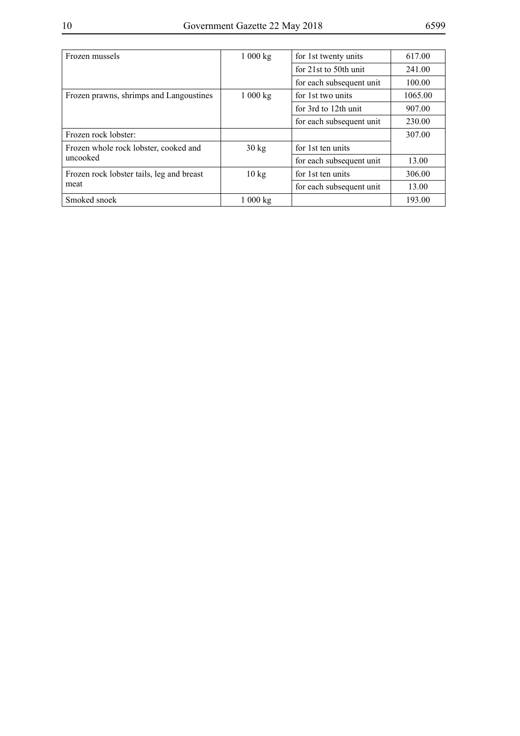| Frozen mussels | 1 000 kg | for 1st twenty units | 617.00 |
|---|---|---|---|
| | | for 21st to 50th unit | 241.00 |
| | | for each subsequent unit | 100.00 |
| Frozen prawns, shrimps and Langoustines | 1 000 kg | for 1st two units | 1065.00 |
| | | for 3rd to 12th unit | 907.00 |
| | | for each subsequent unit | 230.00 |
| Frozen rock lobster: | | | 307.00 |
| Frozen whole rock lobster, cooked and uncooked | 30 kg | for 1st ten units | |
| | | for each subsequent unit | 13.00 |
| Frozen rock lobster tails, leg and breast meat | 10 kg | for 1st ten units | 306.00 |
| | | for each subsequent unit | 13.00 |
| Smoked snoek | 1 000 kg | | 193.00 |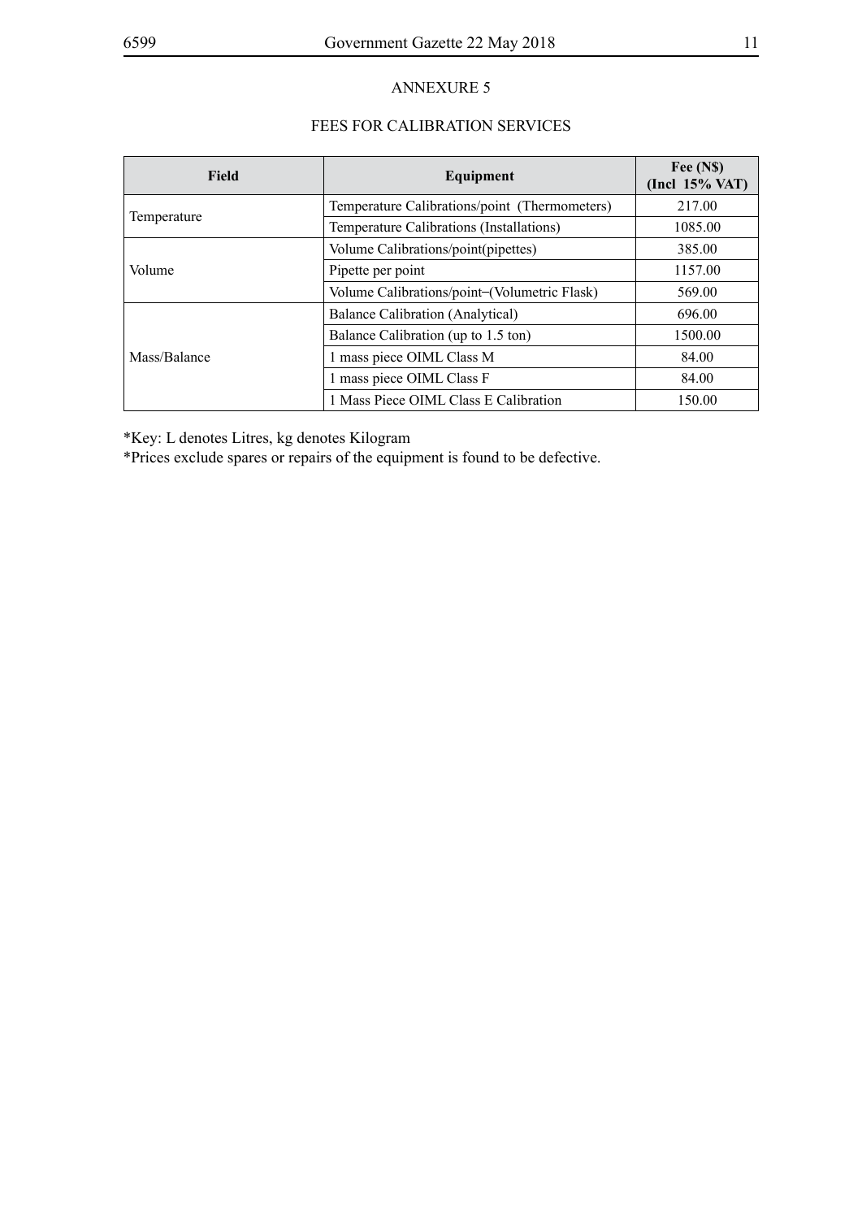## ANNEXURE 5

## FEES FOR CALIBRATION SERVICES

| Field | Equipment | Fee (N$) (Incl 15% VAT) |
|---|---|---|
| Temperature | Temperature Calibrations/point (Thermometers) | 217.00 |
| | Temperature Calibrations (Installations) | 1085.00 |
| Volume | Volume Calibrations/point(pipettes) | 385.00 |
| | Pipette per point | 1157.00 |
| | Volume Calibrations/point–(Volumetric Flask) | 569.00 |
| Mass/Balance | Balance Calibration (Analytical) | 696.00 |
| | Balance Calibration (up to 1.5 ton) | 1500.00 |
| | 1 mass piece OIML Class M | 84.00 |
| | 1 mass piece OIML Class F | 84.00 |
| | 1 Mass Piece OIML Class E Calibration | 150.00 |

*Key: L denotes Litres, kg denotes Kilogram

*Prices exclude spares or repairs of the equipment is found to be defective.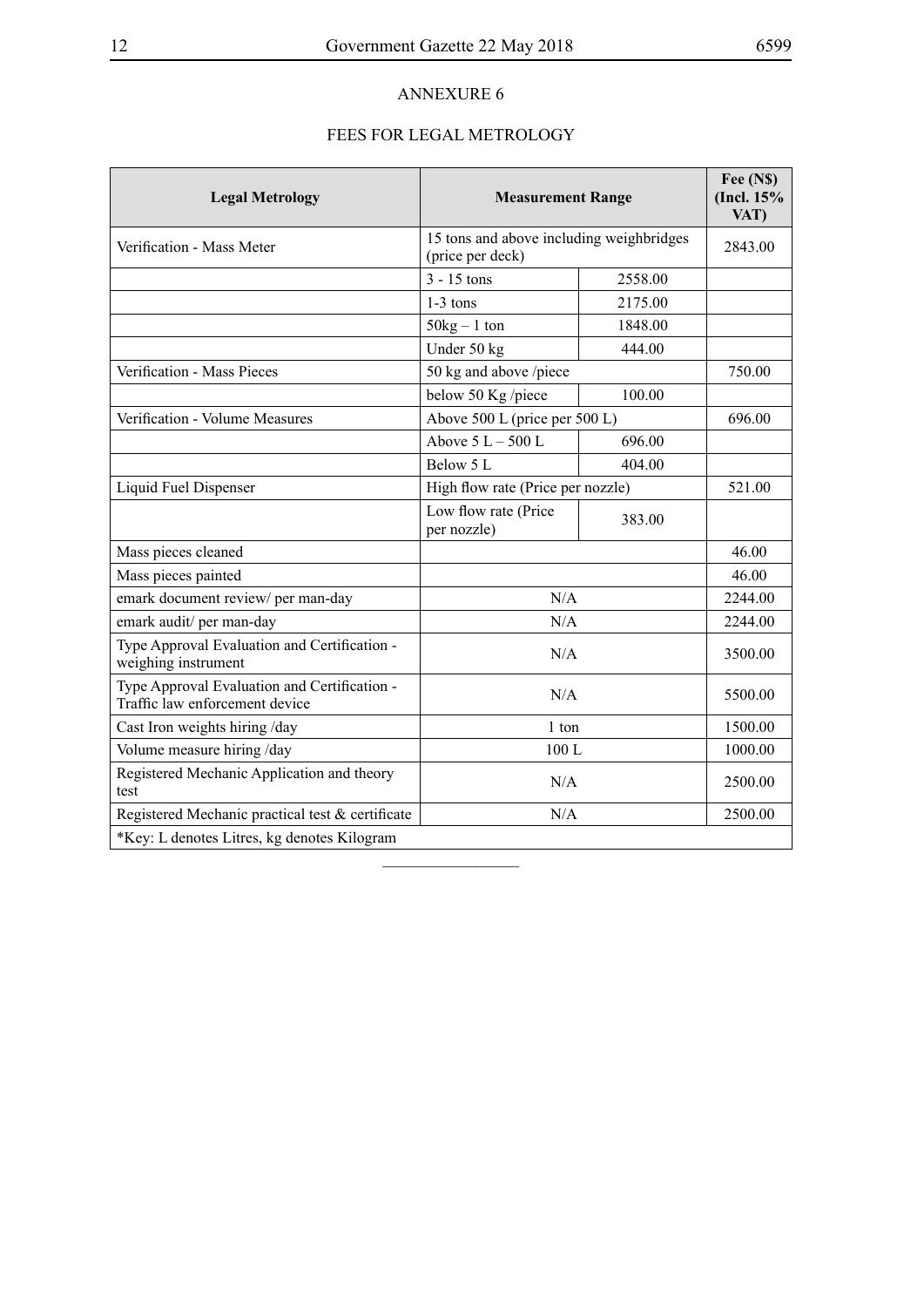# ANNEXURE 6

## FEES FOR LEGAL METROLOGY

| Legal Metrology | Measurement Range | | Fee (N$) (Incl. 15% VAT) |
|---|---|---|---|
| Verification - Mass Meter | 15 tons and above including weighbridges (price per deck) | | 2843.00 |
| | 3 - 15 tons | 2558.00 | |
| | 1-3 tons | 2175.00 | |
| | 50kg – 1 ton | 1848.00 | |
| | Under 50 kg | 444.00 | |
| Verification - Mass Pieces | 50 kg and above /piece | | 750.00 |
| | below 50 Kg /piece | 100.00 | |
| Verification - Volume Measures | Above 500 L (price per 500 L) | | 696.00 |
| | Above 5 L – 500 L | 696.00 | |
| | Below 5 L | 404.00 | |
| Liquid Fuel Dispenser | High flow rate (Price per nozzle) | | 521.00 |
| | Low flow rate (Price per nozzle) | 383.00 | |
| Mass pieces cleaned | | | 46.00 |
| Mass pieces painted | | | 46.00 |
| emark document review/ per man-day | N/A | | 2244.00 |
| emark audit/ per man-day | N/A | | 2244.00 |
| Type Approval Evaluation and Certification - weighing instrument | N/A | | 3500.00 |
| Type Approval Evaluation and Certification - Traffic law enforcement device | N/A | | 5500.00 |
| Cast Iron weights hiring /day | 1 ton | | 1500.00 |
| Volume measure hiring /day | 100 L | | 1000.00 |
| Registered Mechanic Application and theory test | N/A | | 2500.00 |
| Registered Mechanic practical test & certificate | N/A | | 2500.00 |
| *Key: L denotes Litres, kg denotes Kilogram | | | |

________________